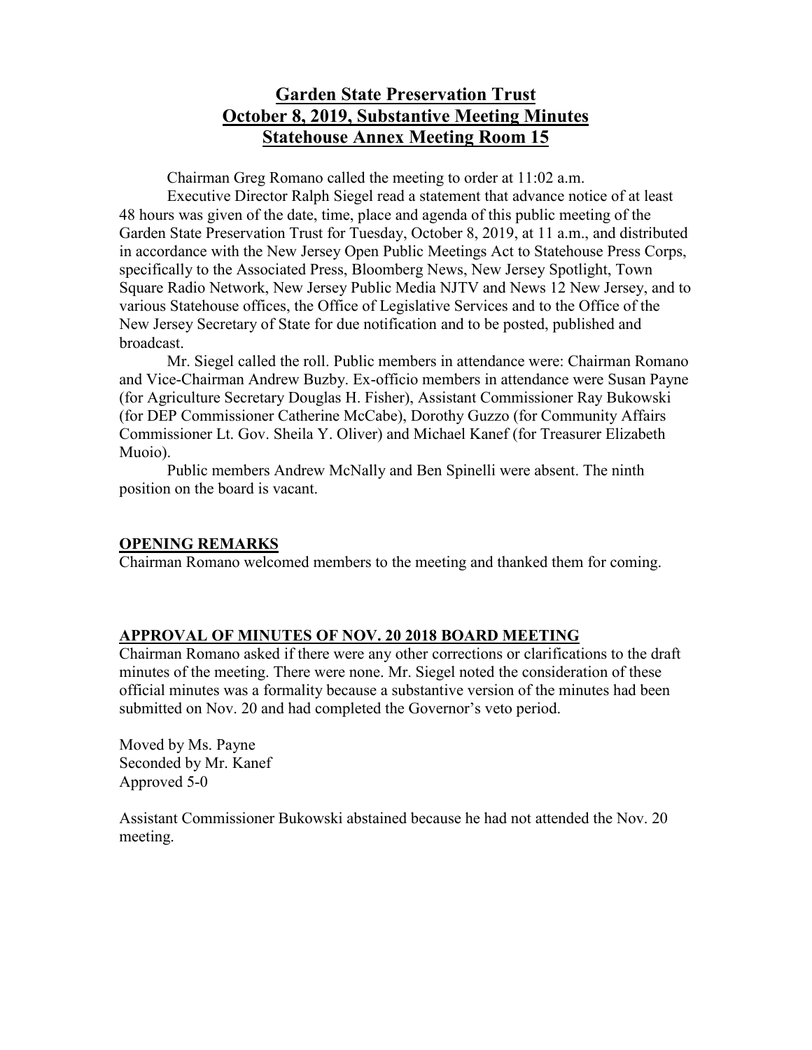# Garden State Preservation Trust
# October 8, 2019, Substantive Meeting Minutes
# Statehouse Annex Meeting Room 15

Chairman Greg Romano called the meeting to order at 11:02 a.m.

Executive Director Ralph Siegel read a statement that advance notice of at least 48 hours was given of the date, time, place and agenda of this public meeting of the Garden State Preservation Trust for Tuesday, October 8, 2019, at 11 a.m., and distributed in accordance with the New Jersey Open Public Meetings Act to Statehouse Press Corps, specifically to the Associated Press, Bloomberg News, New Jersey Spotlight, Town Square Radio Network, New Jersey Public Media NJTV and News 12 New Jersey, and to various Statehouse offices, the Office of Legislative Services and to the Office of the New Jersey Secretary of State for due notification and to be posted, published and broadcast.

Mr. Siegel called the roll. Public members in attendance were: Chairman Romano and Vice-Chairman Andrew Buzby. Ex-officio members in attendance were Susan Payne (for Agriculture Secretary Douglas H. Fisher), Assistant Commissioner Ray Bukowski (for DEP Commissioner Catherine McCabe), Dorothy Guzzo (for Community Affairs Commissioner Lt. Gov. Sheila Y. Oliver) and Michael Kanef (for Treasurer Elizabeth Muoio).

Public members Andrew McNally and Ben Spinelli were absent. The ninth position on the board is vacant.

## OPENING REMARKS

Chairman Romano welcomed members to the meeting and thanked them for coming.

## APPROVAL OF MINUTES OF NOV. 20 2018 BOARD MEETING

Chairman Romano asked if there were any other corrections or clarifications to the draft minutes of the meeting. There were none. Mr. Siegel noted the consideration of these official minutes was a formality because a substantive version of the minutes had been submitted on Nov. 20 and had completed the Governor's veto period.

Moved by Ms. Payne
Seconded by Mr. Kanef
Approved 5-0

Assistant Commissioner Bukowski abstained because he had not attended the Nov. 20 meeting.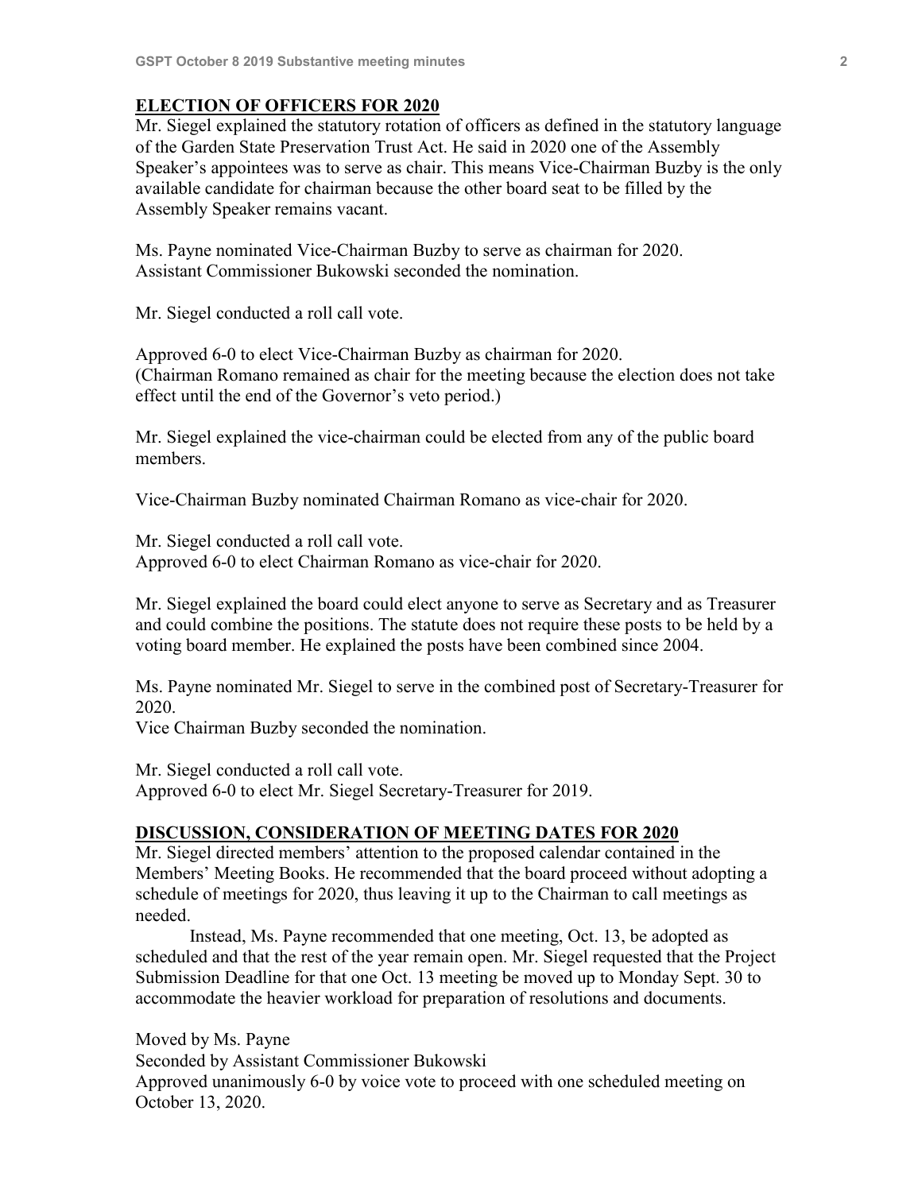## ELECTION OF OFFICERS FOR 2020

Mr. Siegel explained the statutory rotation of officers as defined in the statutory language of the Garden State Preservation Trust Act. He said in 2020 one of the Assembly Speaker's appointees was to serve as chair. This means Vice-Chairman Buzby is the only available candidate for chairman because the other board seat to be filled by the Assembly Speaker remains vacant.

Ms. Payne nominated Vice-Chairman Buzby to serve as chairman for 2020.
Assistant Commissioner Bukowski seconded the nomination.

Mr. Siegel conducted a roll call vote.

Approved 6-0 to elect Vice-Chairman Buzby as chairman for 2020.
(Chairman Romano remained as chair for the meeting because the election does not take effect until the end of the Governor's veto period.)

Mr. Siegel explained the vice-chairman could be elected from any of the public board members.

Vice-Chairman Buzby nominated Chairman Romano as vice-chair for 2020.

Mr. Siegel conducted a roll call vote.
Approved 6-0 to elect Chairman Romano as vice-chair for 2020.

Mr. Siegel explained the board could elect anyone to serve as Secretary and as Treasurer and could combine the positions. The statute does not require these posts to be held by a voting board member. He explained the posts have been combined since 2004.

Ms. Payne nominated Mr. Siegel to serve in the combined post of Secretary-Treasurer for 2020.
Vice Chairman Buzby seconded the nomination.

Mr. Siegel conducted a roll call vote.
Approved 6-0 to elect Mr. Siegel Secretary-Treasurer for 2019.

## DISCUSSION, CONSIDERATION OF MEETING DATES FOR 2020

Mr. Siegel directed members' attention to the proposed calendar contained in the Members' Meeting Books. He recommended that the board proceed without adopting a schedule of meetings for 2020, thus leaving it up to the Chairman to call meetings as needed.

Instead, Ms. Payne recommended that one meeting, Oct. 13, be adopted as scheduled and that the rest of the year remain open. Mr. Siegel requested that the Project Submission Deadline for that one Oct. 13 meeting be moved up to Monday Sept. 30 to accommodate the heavier workload for preparation of resolutions and documents.

Moved by Ms. Payne
Seconded by Assistant Commissioner Bukowski
Approved unanimously 6-0 by voice vote to proceed with one scheduled meeting on October 13, 2020.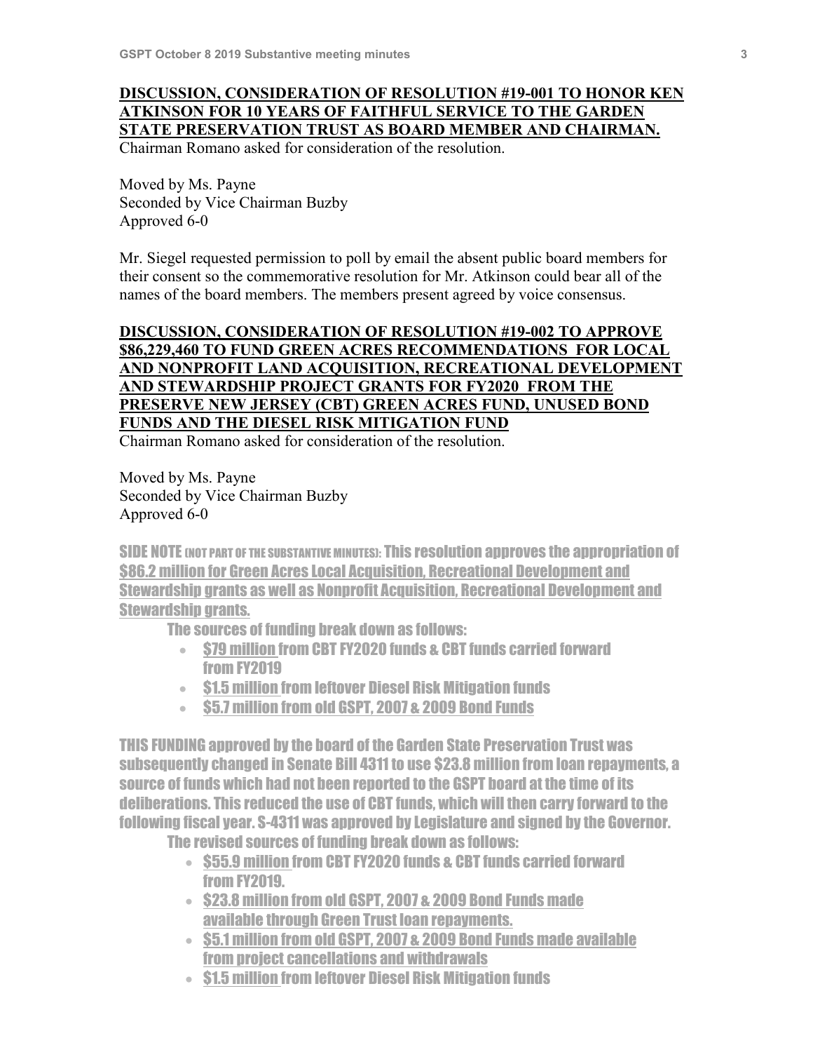**DISCUSSION, CONSIDERATION OF RESOLUTION #19-001 TO HONOR KEN ATKINSON FOR 10 YEARS OF FAITHFUL SERVICE TO THE GARDEN STATE PRESERVATION TRUST AS BOARD MEMBER AND CHAIRMAN.**

Chairman Romano asked for consideration of the resolution.

Moved by Ms. Payne
Seconded by Vice Chairman Buzby
Approved 6-0

Mr. Siegel requested permission to poll by email the absent public board members for their consent so the commemorative resolution for Mr. Atkinson could bear all of the names of the board members. The members present agreed by voice consensus.

**DISCUSSION, CONSIDERATION OF RESOLUTION #19-002 TO APPROVE \$86,229,460 TO FUND GREEN ACRES RECOMMENDATIONS FOR LOCAL AND NONPROFIT LAND ACQUISITION, RECREATIONAL DEVELOPMENT AND STEWARDSHIP PROJECT GRANTS FOR FY2020 FROM THE PRESERVE NEW JERSEY (CBT) GREEN ACRES FUND, UNUSED BOND FUNDS AND THE DIESEL RISK MITIGATION FUND**

Chairman Romano asked for consideration of the resolution.

Moved by Ms. Payne
Seconded by Vice Chairman Buzby
Approved 6-0

SIDE NOTE (NOT PART OF THE SUBSTANTIVE MINUTES): This resolution approves the appropriation of \$86.2 million for Green Acres Local Acquisition, Recreational Development and Stewardship grants as well as Nonprofit Acquisition, Recreational Development and Stewardship grants.

The sources of funding break down as follows:

- \$79 million from CBT FY2020 funds & CBT funds carried forward from FY2019
- \$1.5 million from leftover Diesel Risk Mitigation funds
- \$5.7 million from old GSPT, 2007 & 2009 Bond Funds

THIS FUNDING approved by the board of the Garden State Preservation Trust was subsequently changed in Senate Bill 4311 to use \$23.8 million from loan repayments, a source of funds which had not been reported to the GSPT board at the time of its deliberations. This reduced the use of CBT funds, which will then carry forward to the following fiscal year. S-4311 was approved by Legislature and signed by the Governor.

The revised sources of funding break down as follows:

- \$55.9 million from CBT FY2020 funds & CBT funds carried forward from FY2019.
- \$23.8 million from old GSPT, 2007 & 2009 Bond Funds made available through Green Trust loan repayments.
- \$5.1 million from old GSPT, 2007 & 2009 Bond Funds made available from project cancellations and withdrawals
- \$1.5 million from leftover Diesel Risk Mitigation funds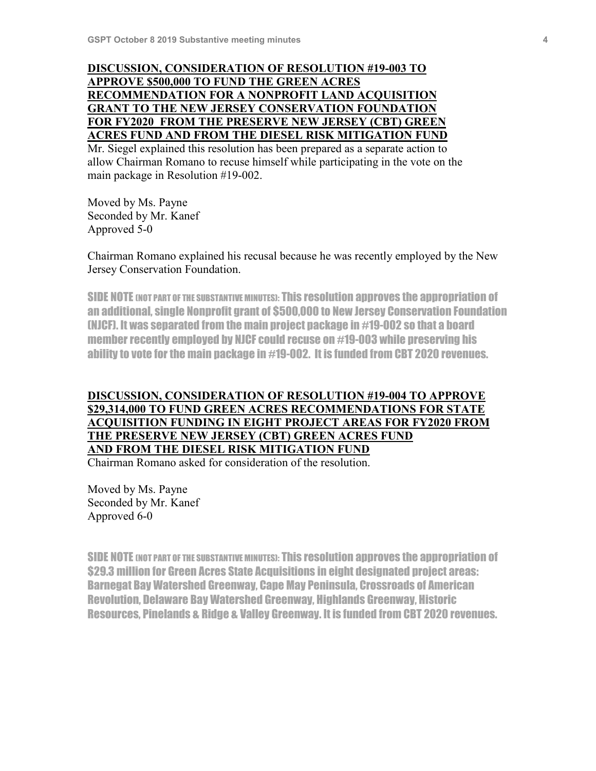**DISCUSSION, CONSIDERATION OF RESOLUTION #19-003 TO APPROVE $500,000 TO FUND THE GREEN ACRES RECOMMENDATION FOR A NONPROFIT LAND ACQUISITION GRANT TO THE NEW JERSEY CONSERVATION FOUNDATION FOR FY2020 FROM THE PRESERVE NEW JERSEY (CBT) GREEN ACRES FUND AND FROM THE DIESEL RISK MITIGATION FUND**

Mr. Siegel explained this resolution has been prepared as a separate action to allow Chairman Romano to recuse himself while participating in the vote on the main package in Resolution #19-002.

Moved by Ms. Payne
Seconded by Mr. Kanef
Approved 5-0

Chairman Romano explained his recusal because he was recently employed by the New Jersey Conservation Foundation.

SIDE NOTE (NOT PART OF THE SUBSTANTIVE MINUTES): This resolution approves the appropriation of an additional, single Nonprofit grant of $500,000 to New Jersey Conservation Foundation (NJCF). It was separated from the main project package in #19-002 so that a board member recently employed by NJCF could recuse on #19-003 while preserving his ability to vote for the main package in #19-002. It is funded from CBT 2020 revenues.

**DISCUSSION, CONSIDERATION OF RESOLUTION #19-004 TO APPROVE $29,314,000 TO FUND GREEN ACRES RECOMMENDATIONS FOR STATE ACQUISITION FUNDING IN EIGHT PROJECT AREAS FOR FY2020 FROM THE PRESERVE NEW JERSEY (CBT) GREEN ACRES FUND AND FROM THE DIESEL RISK MITIGATION FUND**

Chairman Romano asked for consideration of the resolution.

Moved by Ms. Payne
Seconded by Mr. Kanef
Approved 6-0

SIDE NOTE (NOT PART OF THE SUBSTANTIVE MINUTES): This resolution approves the appropriation of $29.3 million for Green Acres State Acquisitions in eight designated project areas: Barnegat Bay Watershed Greenway, Cape May Peninsula, Crossroads of American Revolution, Delaware Bay Watershed Greenway, Highlands Greenway, Historic Resources, Pinelands & Ridge & Valley Greenway. It is funded from CBT 2020 revenues.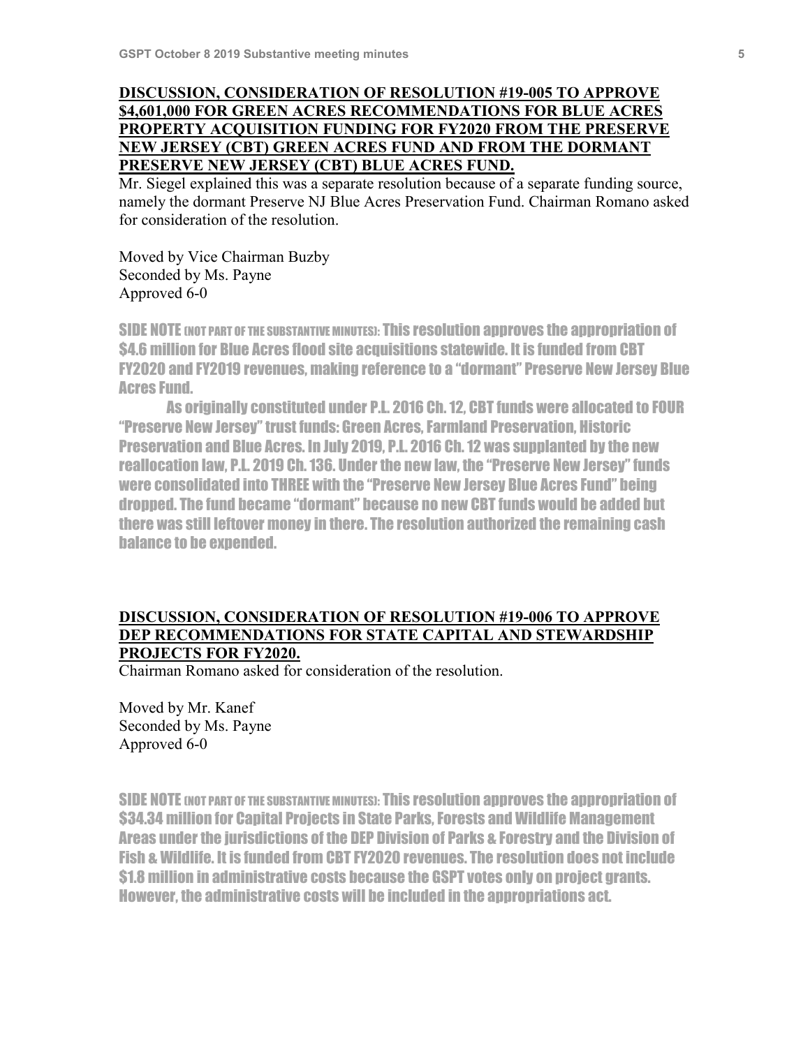**DISCUSSION, CONSIDERATION OF RESOLUTION #19-005 TO APPROVE $4,601,000 FOR GREEN ACRES RECOMMENDATIONS FOR BLUE ACRES PROPERTY ACQUISITION FUNDING FOR FY2020 FROM THE PRESERVE NEW JERSEY (CBT) GREEN ACRES FUND AND FROM THE DORMANT PRESERVE NEW JERSEY (CBT) BLUE ACRES FUND.**

Mr. Siegel explained this was a separate resolution because of a separate funding source, namely the dormant Preserve NJ Blue Acres Preservation Fund. Chairman Romano asked for consideration of the resolution.

Moved by Vice Chairman Buzby
Seconded by Ms. Payne
Approved 6-0

SIDE NOTE (NOT PART OF THE SUBSTANTIVE MINUTES): This resolution approves the appropriation of $4.6 million for Blue Acres flood site acquisitions statewide. It is funded from CBT FY2020 and FY2019 revenues, making reference to a "dormant" Preserve New Jersey Blue Acres Fund.

As originally constituted under P.L. 2016 Ch. 12, CBT funds were allocated to FOUR "Preserve New Jersey" trust funds: Green Acres, Farmland Preservation, Historic Preservation and Blue Acres. In July 2019, P.L. 2016 Ch. 12 was supplanted by the new reallocation law, P.L. 2019 Ch. 136. Under the new law, the "Preserve New Jersey" funds were consolidated into THREE with the "Preserve New Jersey Blue Acres Fund" being dropped. The fund became "dormant" because no new CBT funds would be added but there was still leftover money in there. The resolution authorized the remaining cash balance to be expended.

**DISCUSSION, CONSIDERATION OF RESOLUTION #19-006 TO APPROVE DEP RECOMMENDATIONS FOR STATE CAPITAL AND STEWARDSHIP PROJECTS FOR FY2020.**

Chairman Romano asked for consideration of the resolution.

Moved by Mr. Kanef
Seconded by Ms. Payne
Approved 6-0

SIDE NOTE (NOT PART OF THE SUBSTANTIVE MINUTES): This resolution approves the appropriation of $34.34 million for Capital Projects in State Parks, Forests and Wildlife Management Areas under the jurisdictions of the DEP Division of Parks & Forestry and the Division of Fish & Wildlife. It is funded from CBT FY2020 revenues. The resolution does not include $1.8 million in administrative costs because the GSPT votes only on project grants. However, the administrative costs will be included in the appropriations act.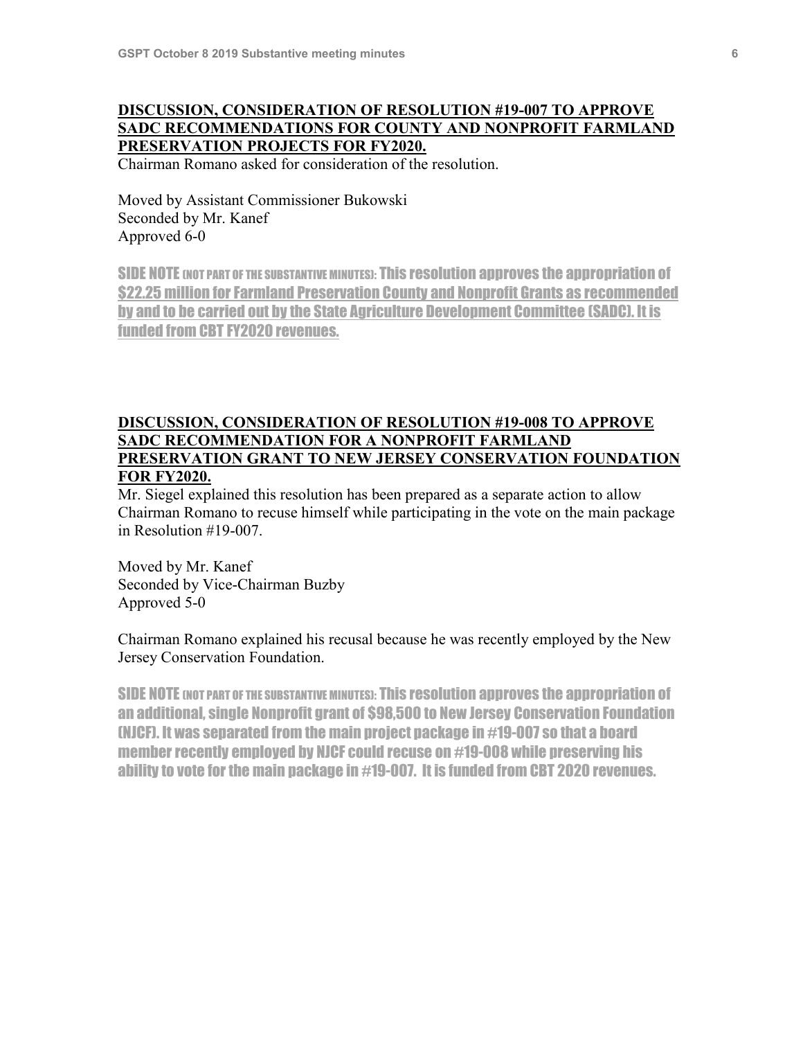**DISCUSSION, CONSIDERATION OF RESOLUTION #19-007 TO APPROVE SADC RECOMMENDATIONS FOR COUNTY AND NONPROFIT FARMLAND PRESERVATION PROJECTS FOR FY2020.**

Chairman Romano asked for consideration of the resolution.

Moved by Assistant Commissioner Bukowski
Seconded by Mr. Kanef
Approved 6-0

SIDE NOTE (NOT PART OF THE SUBSTANTIVE MINUTES): This resolution approves the appropriation of $22.25 million for Farmland Preservation County and Nonprofit Grants as recommended by and to be carried out by the State Agriculture Development Committee (SADC). It is funded from CBT FY2020 revenues.

**DISCUSSION, CONSIDERATION OF RESOLUTION #19-008 TO APPROVE SADC RECOMMENDATION FOR A NONPROFIT FARMLAND PRESERVATION GRANT TO NEW JERSEY CONSERVATION FOUNDATION FOR FY2020.**

Mr. Siegel explained this resolution has been prepared as a separate action to allow Chairman Romano to recuse himself while participating in the vote on the main package in Resolution #19-007.

Moved by Mr. Kanef
Seconded by Vice-Chairman Buzby
Approved 5-0

Chairman Romano explained his recusal because he was recently employed by the New Jersey Conservation Foundation.

SIDE NOTE (NOT PART OF THE SUBSTANTIVE MINUTES): This resolution approves the appropriation of an additional, single Nonprofit grant of $98,500 to New Jersey Conservation Foundation (NJCF). It was separated from the main project package in #19-007 so that a board member recently employed by NJCF could recuse on #19-008 while preserving his ability to vote for the main package in #19-007. It is funded from CBT 2020 revenues.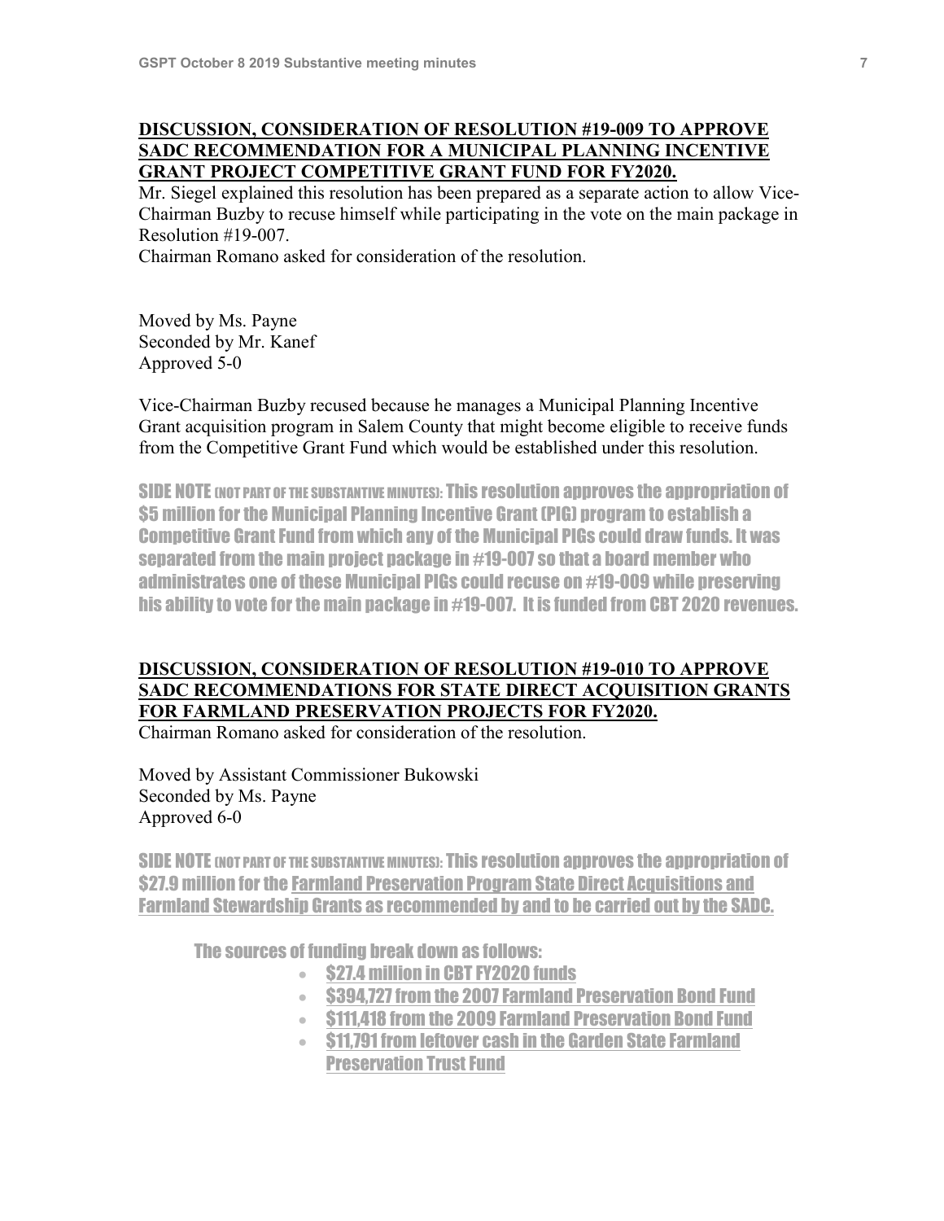**DISCUSSION, CONSIDERATION OF RESOLUTION #19-009 TO APPROVE SADC RECOMMENDATION FOR A MUNICIPAL PLANNING INCENTIVE GRANT PROJECT COMPETITIVE GRANT FUND FOR FY2020.**

Mr. Siegel explained this resolution has been prepared as a separate action to allow Vice-Chairman Buzby to recuse himself while participating in the vote on the main package in Resolution #19-007.

Chairman Romano asked for consideration of the resolution.

Moved by Ms. Payne
Seconded by Mr. Kanef
Approved 5-0

Vice-Chairman Buzby recused because he manages a Municipal Planning Incentive Grant acquisition program in Salem County that might become eligible to receive funds from the Competitive Grant Fund which would be established under this resolution.

SIDE NOTE (NOT PART OF THE SUBSTANTIVE MINUTES): This resolution approves the appropriation of $5 million for the Municipal Planning Incentive Grant (PIG) program to establish a Competitive Grant Fund from which any of the Municipal PIGs could draw funds. It was separated from the main project package in #19-007 so that a board member who administrates one of these Municipal PIGs could recuse on #19-009 while preserving his ability to vote for the main package in #19-007. It is funded from CBT 2020 revenues.

**DISCUSSION, CONSIDERATION OF RESOLUTION #19-010 TO APPROVE SADC RECOMMENDATIONS FOR STATE DIRECT ACQUISITION GRANTS FOR FARMLAND PRESERVATION PROJECTS FOR FY2020.**

Chairman Romano asked for consideration of the resolution.

Moved by Assistant Commissioner Bukowski
Seconded by Ms. Payne
Approved 6-0

SIDE NOTE (NOT PART OF THE SUBSTANTIVE MINUTES): This resolution approves the appropriation of $27.9 million for the Farmland Preservation Program State Direct Acquisitions and Farmland Stewardship Grants as recommended by and to be carried out by the SADC.

The sources of funding break down as follows:

- $27.4 million in CBT FY2020 funds
- $394,727 from the 2007 Farmland Preservation Bond Fund
- $111,418 from the 2009 Farmland Preservation Bond Fund
- $11,791 from leftover cash in the Garden State Farmland Preservation Trust Fund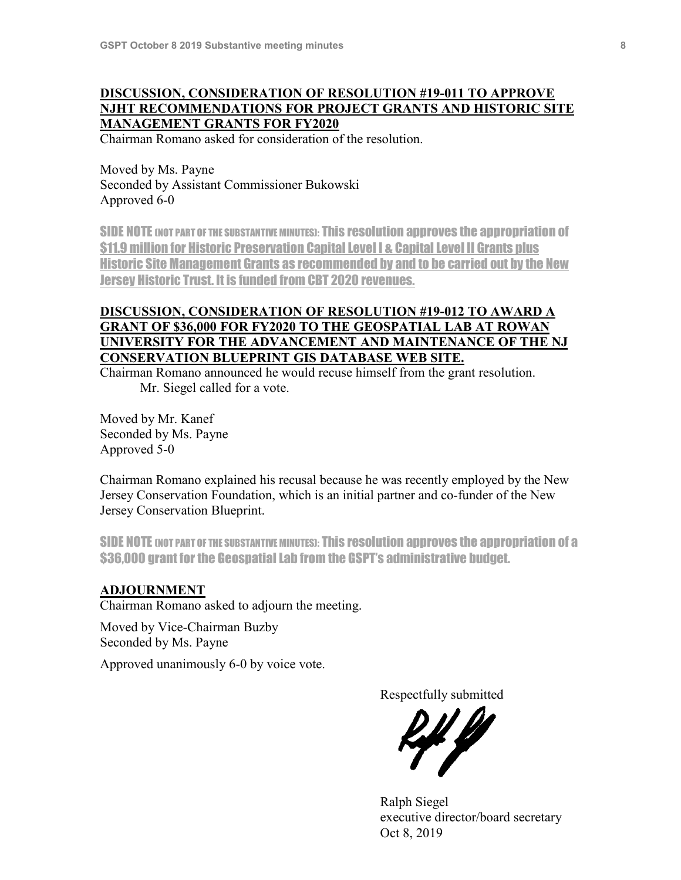**DISCUSSION, CONSIDERATION OF RESOLUTION #19-011 TO APPROVE NJHT RECOMMENDATIONS FOR PROJECT GRANTS AND HISTORIC SITE MANAGEMENT GRANTS FOR FY2020**

Chairman Romano asked for consideration of the resolution.

Moved by Ms. Payne
Seconded by Assistant Commissioner Bukowski
Approved 6-0

SIDE NOTE (NOT PART OF THE SUBSTANTIVE MINUTES): This resolution approves the appropriation of $11.9 million for Historic Preservation Capital Level I & Capital Level II Grants plus Historic Site Management Grants as recommended by and to be carried out by the New Jersey Historic Trust. It is funded from CBT 2020 revenues.

**DISCUSSION, CONSIDERATION OF RESOLUTION #19-012 TO AWARD A GRANT OF $36,000 FOR FY2020 TO THE GEOSPATIAL LAB AT ROWAN UNIVERSITY FOR THE ADVANCEMENT AND MAINTENANCE OF THE NJ CONSERVATION BLUEPRINT GIS DATABASE WEB SITE.**

Chairman Romano announced he would recuse himself from the grant resolution.
Mr. Siegel called for a vote.

Moved by Mr. Kanef
Seconded by Ms. Payne
Approved 5-0

Chairman Romano explained his recusal because he was recently employed by the New Jersey Conservation Foundation, which is an initial partner and co-funder of the New Jersey Conservation Blueprint.

SIDE NOTE (NOT PART OF THE SUBSTANTIVE MINUTES): This resolution approves the appropriation of a $36,000 grant for the Geospatial Lab from the GSPT's administrative budget.

**ADJOURNMENT**

Chairman Romano asked to adjourn the meeting.

Moved by Vice-Chairman Buzby
Seconded by Ms. Payne

Approved unanimously 6-0 by voice vote.

Respectfully submitted

Ralph Siegel
executive director/board secretary
Oct 8, 2019